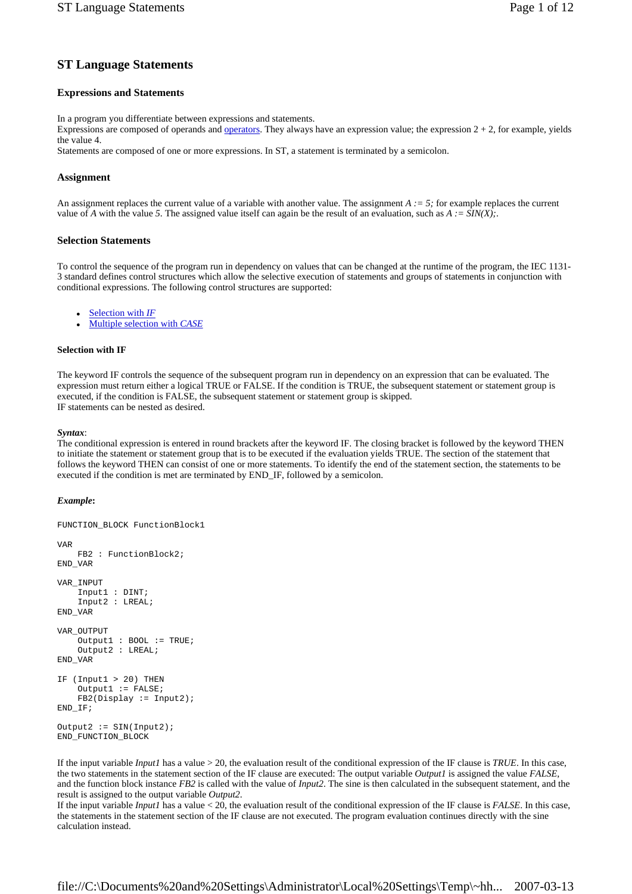# ST Language Statements

## Expressions and Statements

In a program you differentiate between expressions and statements.
Expressions are composed of operands and operators. They always have an expression value; the expression 2 + 2, for example, yields the value 4.
Statements are composed of one or more expressions. In ST, a statement is terminated by a semicolon.

## Assignment

An assignment replaces the current value of a variable with another value. The assignment *A := 5;* for example replaces the current value of *A* with the value *5*. The assigned value itself can again be the result of an evaluation, such as *A := SIN(X);*.

## Selection Statements

To control the sequence of the program run in dependency on values that can be changed at the runtime of the program, the IEC 1131-3 standard defines control structures which allow the selective execution of statements and groups of statements in conjunction with conditional expressions. The following control structures are supported:

- Selection with *IF*
- Multiple selection with *CASE*

### Selection with IF

The keyword IF controls the sequence of the subsequent program run in dependency on an expression that can be evaluated. The expression must return either a logical TRUE or FALSE. If the condition is TRUE, the subsequent statement or statement group is executed, if the condition is FALSE, the subsequent statement or statement group is skipped.
IF statements can be nested as desired.

***Syntax***:
The conditional expression is entered in round brackets after the keyword IF. The closing bracket is followed by the keyword THEN to initiate the statement or statement group that is to be executed if the evaluation yields TRUE. The section of the statement that follows the keyword THEN can consist of one or more statements. To identify the end of the statement section, the statements to be executed if the condition is met are terminated by END_IF, followed by a semicolon.

***Example*:**

```
FUNCTION_BLOCK FunctionBlock1

VAR
    FB2 : FunctionBlock2;
END_VAR

VAR_INPUT
    Input1 : DINT;
    Input2 : LREAL;
END_VAR

VAR_OUTPUT
    Output1 : BOOL := TRUE;
    Output2 : LREAL;
END_VAR

IF (Input1 > 20) THEN
    Output1 := FALSE;
    FB2(Display := Input2);
END_IF;

Output2 := SIN(Input2);
END_FUNCTION_BLOCK
```

If the input variable *Input1* has a value > 20, the evaluation result of the conditional expression of the IF clause is *TRUE*. In this case, the two statements in the statement section of the IF clause are executed: The output variable *Output1* is assigned the value *FALSE*, and the function block instance *FB2* is called with the value of *Input2*. The sine is then calculated in the subsequent statement, and the result is assigned to the output variable *Output2*.
If the input variable *Input1* has a value < 20, the evaluation result of the conditional expression of the IF clause is *FALSE*. In this case, the statements in the statement section of the IF clause are not executed. The program evaluation continues directly with the sine calculation instead.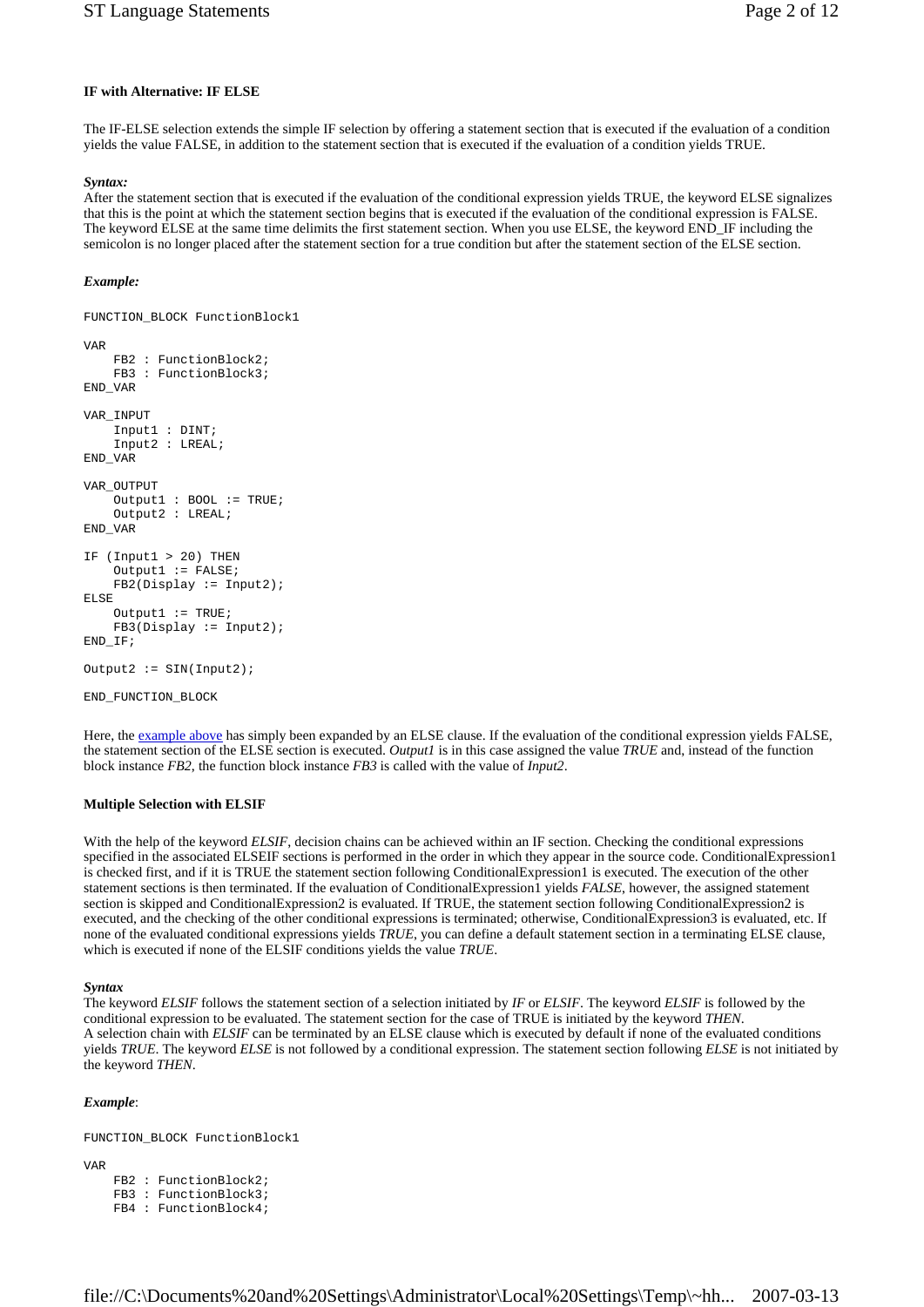### IF with Alternative: IF ELSE

The IF-ELSE selection extends the simple IF selection by offering a statement section that is executed if the evaluation of a condition yields the value FALSE, in addition to the statement section that is executed if the evaluation of a condition yields TRUE.

***Syntax:***
After the statement section that is executed if the evaluation of the conditional expression yields TRUE, the keyword ELSE signalizes that this is the point at which the statement section begins that is executed if the evaluation of the conditional expression is FALSE. The keyword ELSE at the same time delimits the first statement section. When you use ELSE, the keyword END_IF including the semicolon is no longer placed after the statement section for a true condition but after the statement section of the ELSE section.

***Example:***

```
FUNCTION_BLOCK FunctionBlock1

VAR
    FB2 : FunctionBlock2;
    FB3 : FunctionBlock3;
END_VAR

VAR_INPUT
    Input1 : DINT;
    Input2 : LREAL;
END_VAR

VAR_OUTPUT
    Output1 : BOOL := TRUE;
    Output2 : LREAL;
END_VAR

IF (Input1 > 20) THEN
    Output1 := FALSE;
    FB2(Display := Input2);
ELSE
    Output1 := TRUE;
    FB3(Display := Input2);
END_IF;

Output2 := SIN(Input2);

END_FUNCTION_BLOCK
```

Here, the example above has simply been expanded by an ELSE clause. If the evaluation of the conditional expression yields FALSE, the statement section of the ELSE section is executed. *Output1* is in this case assigned the value *TRUE* and, instead of the function block instance *FB2*, the function block instance *FB3* is called with the value of *Input2*.

### Multiple Selection with ELSIF

With the help of the keyword *ELSIF*, decision chains can be achieved within an IF section. Checking the conditional expressions specified in the associated ELSEIF sections is performed in the order in which they appear in the source code. ConditionalExpression1 is checked first, and if it is TRUE the statement section following ConditionalExpression1 is executed. The execution of the other statement sections is then terminated. If the evaluation of ConditionalExpression1 yields *FALSE*, however, the assigned statement section is skipped and ConditionalExpression2 is evaluated. If TRUE, the statement section following ConditionalExpression2 is executed, and the checking of the other conditional expressions is terminated; otherwise, ConditionalExpression3 is evaluated, etc. If none of the evaluated conditional expressions yields *TRUE*, you can define a default statement section in a terminating ELSE clause, which is executed if none of the ELSIF conditions yields the value *TRUE*.

***Syntax***
The keyword *ELSIF* follows the statement section of a selection initiated by *IF* or *ELSIF*. The keyword *ELSIF* is followed by the conditional expression to be evaluated. The statement section for the case of TRUE is initiated by the keyword *THEN*.
A selection chain with *ELSIF* can be terminated by an ELSE clause which is executed by default if none of the evaluated conditions yields *TRUE*. The keyword *ELSE* is not followed by a conditional expression. The statement section following *ELSE* is not initiated by the keyword *THEN*.

***Example***:

```
FUNCTION_BLOCK FunctionBlock1

VAR
    FB2 : FunctionBlock2;
    FB3 : FunctionBlock3;
    FB4 : FunctionBlock4;
```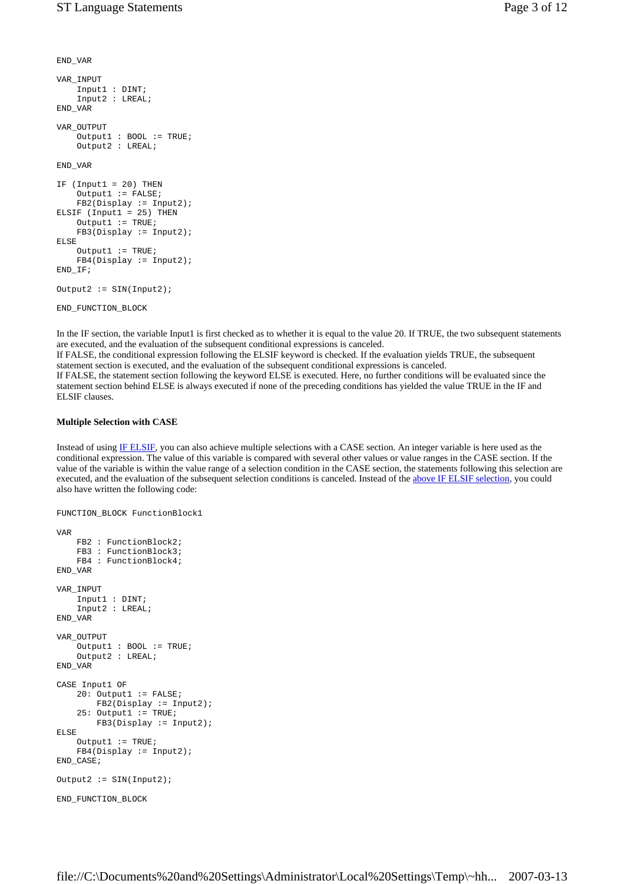```
END_VAR

VAR_INPUT
    Input1 : DINT;
    Input2 : LREAL;
END_VAR

VAR_OUTPUT
    Output1 : BOOL := TRUE;
    Output2 : LREAL;

END_VAR

IF (Input1 = 20) THEN
    Output1 := FALSE;
    FB2(Display := Input2);
ELSIF (Input1 = 25) THEN
    Output1 := TRUE;
    FB3(Display := Input2);
ELSE
    Output1 := TRUE;
    FB4(Display := Input2);
END_IF;

Output2 := SIN(Input2);

END_FUNCTION_BLOCK
```

In the IF section, the variable Input1 is first checked as to whether it is equal to the value 20. If TRUE, the two subsequent statements are executed, and the evaluation of the subsequent conditional expressions is canceled.
If FALSE, the conditional expression following the ELSIF keyword is checked. If the evaluation yields TRUE, the subsequent statement section is executed, and the evaluation of the subsequent conditional expressions is canceled.
If FALSE, the statement section following the keyword ELSE is executed. Here, no further conditions will be evaluated since the statement section behind ELSE is always executed if none of the preceding conditions has yielded the value TRUE in the IF and ELSIF clauses.

#### Multiple Selection with CASE

Instead of using IF ELSIF, you can also achieve multiple selections with a CASE section. An integer variable is here used as the conditional expression. The value of this variable is compared with several other values or value ranges in the CASE section. If the value of the variable is within the value range of a selection condition in the CASE section, the statements following this selection are executed, and the evaluation of the subsequent selection conditions is canceled. Instead of the above IF ELSIF selection, you could also have written the following code:

```
FUNCTION_BLOCK FunctionBlock1

VAR
    FB2 : FunctionBlock2;
    FB3 : FunctionBlock3;
    FB4 : FunctionBlock4;
END_VAR

VAR_INPUT
    Input1 : DINT;
    Input2 : LREAL;
END_VAR

VAR_OUTPUT
    Output1 : BOOL := TRUE;
    Output2 : LREAL;
END_VAR

CASE Input1 OF
    20: Output1 := FALSE;
        FB2(Display := Input2);
    25: Output1 := TRUE;
        FB3(Display := Input2);
ELSE
    Output1 := TRUE;
    FB4(Display := Input2);
END_CASE;

Output2 := SIN(Input2);

END_FUNCTION_BLOCK
```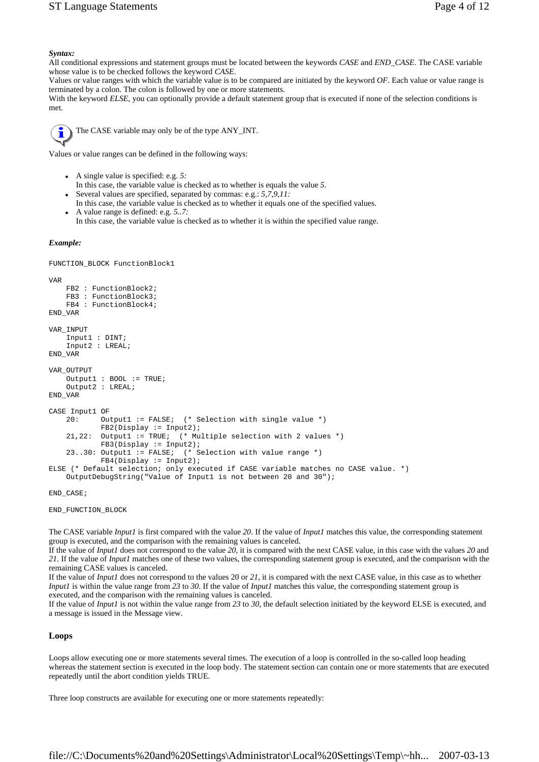***Syntax:***

All conditional expressions and statement groups must be located between the keywords *CASE* and *END_CASE*. The CASE variable whose value is to be checked follows the keyword *CASE*.

Values or value ranges with which the variable value is to be compared are initiated by the keyword *OF*. Each value or value range is terminated by a colon. The colon is followed by one or more statements.

With the keyword *ELSE*, you can optionally provide a default statement group that is executed if none of the selection conditions is met.

The CASE variable may only be of the type ANY_INT.

Values or value ranges can be defined in the following ways:

- A single value is specified: e.g. *5:*
  In this case, the variable value is checked as to whether is equals the value *5*.
- Several values are specified, separated by commas: e.g.: *5,7,9,11:*
  In this case, the variable value is checked as to whether it equals one of the specified values.
- A value range is defined: e.g. *5..7:*
  In this case, the variable value is checked as to whether it is within the specified value range.

***Example:***

```
FUNCTION_BLOCK FunctionBlock1

VAR
    FB2 : FunctionBlock2;
    FB3 : FunctionBlock3;
    FB4 : FunctionBlock4;
END_VAR

VAR_INPUT
    Input1 : DINT;
    Input2 : LREAL;
END_VAR

VAR_OUTPUT
    Output1 : BOOL := TRUE;
    Output2 : LREAL;
END_VAR

CASE Input1 OF
    20:     Output1 := FALSE;  (* Selection with single value *)
            FB2(Display := Input2);
    21,22:  Output1 := TRUE;  (* Multiple selection with 2 values *)
            FB3(Display := Input2);
    23..30: Output1 := FALSE;  (* Selection with value range *)
            FB4(Display := Input2);
ELSE (* Default selection; only executed if CASE variable matches no CASE value. *)
    OutputDebugString("Value of Input1 is not between 20 and 30");

END_CASE;

END_FUNCTION_BLOCK
```

The CASE variable *Input1* is first compared with the value *20*. If the value of *Input1* matches this value, the corresponding statement group is executed, and the comparison with the remaining values is canceled.

If the value of *Input1* does not correspond to the value *20*, it is compared with the next CASE value, in this case with the values *20* and *21*. If the value of *Input1* matches one of these two values, the corresponding statement group is executed, and the comparison with the remaining CASE values is canceled.

If the value of *Input1* does not correspond to the values 20 or *21*, it is compared with the next CASE value, in this case as to whether *Input1* is within the value range from *23* to *30*. If the value of *Input1* matches this value, the corresponding statement group is executed, and the comparison with the remaining values is canceled.

If the value of *Input1* is not within the value range from *23* to *30*, the default selection initiated by the keyword ELSE is executed, and a message is issued in the Message view.

## Loops

Loops allow executing one or more statements several times. The execution of a loop is controlled in the so-called loop heading whereas the statement section is executed in the loop body. The statement section can contain one or more statements that are executed repeatedly until the abort condition yields TRUE.

Three loop constructs are available for executing one or more statements repeatedly: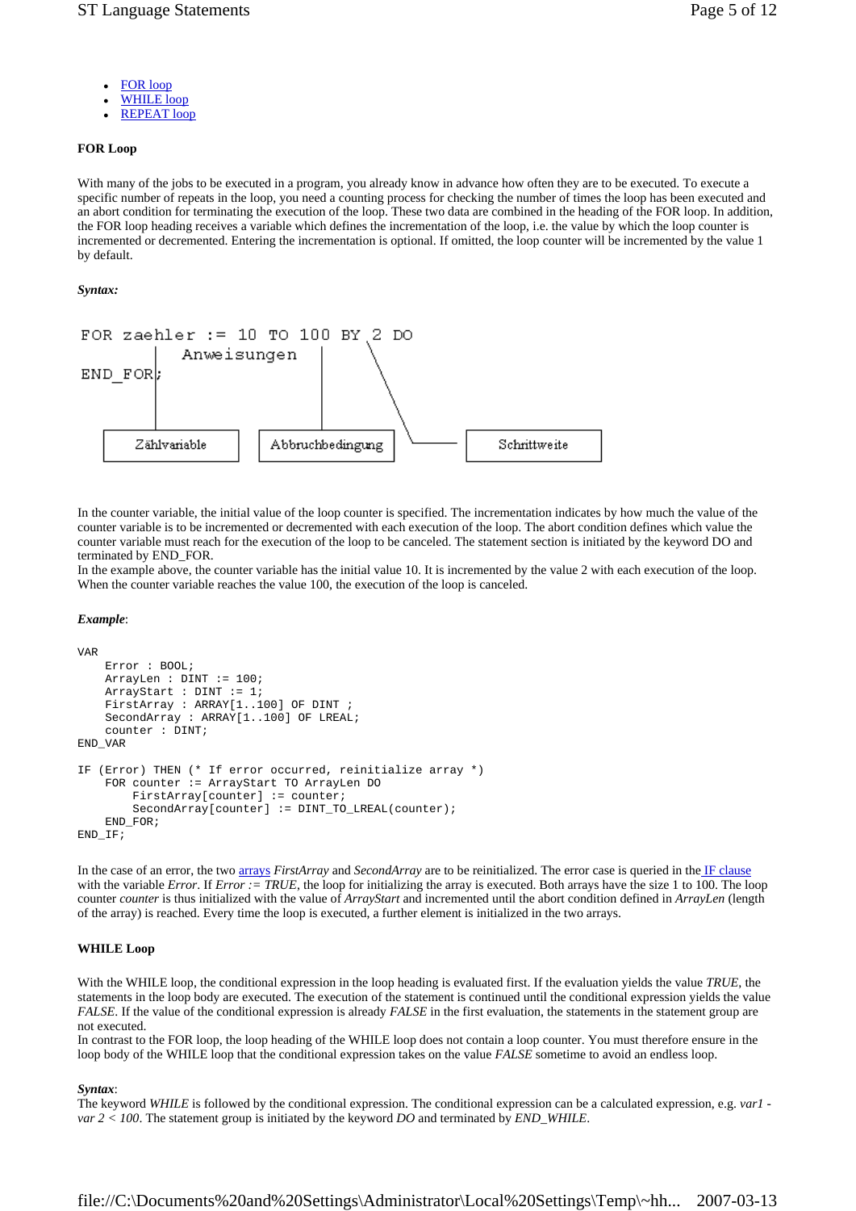- FOR loop
- WHILE loop
- REPEAT loop

**FOR Loop**

With many of the jobs to be executed in a program, you already know in advance how often they are to be executed. To execute a specific number of repeats in the loop, you need a counting process for checking the number of times the loop has been executed and an abort condition for terminating the execution of the loop. These two data are combined in the heading of the FOR loop. In addition, the FOR loop heading receives a variable which defines the incrementation of the loop, i.e. the value by which the loop counter is incremented or decremented. Entering the incrementation is optional. If omitted, the loop counter will be incremented by the value 1 by default.

***Syntax:***

```
FOR zaehler := 10 TO 100 BY 2 DO
        Anweisungen
END_FOR;
```

Zählvariable — Abbruchbedingung — Schrittweite

In the counter variable, the initial value of the loop counter is specified. The incrementation indicates by how much the value of the counter variable is to be incremented or decremented with each execution of the loop. The abort condition defines which value the counter variable must reach for the execution of the loop to be canceled. The statement section is initiated by the keyword DO and terminated by END_FOR.
In the example above, the counter variable has the initial value 10. It is incremented by the value 2 with each execution of the loop. When the counter variable reaches the value 100, the execution of the loop is canceled.

***Example***:

```
VAR
    Error : BOOL;
    ArrayLen : DINT := 100;
    ArrayStart : DINT := 1;
    FirstArray : ARRAY[1..100] OF DINT ;
    SecondArray : ARRAY[1..100] OF LREAL;
    counter : DINT;
END_VAR

IF (Error) THEN (* If error occurred, reinitialize array *)
    FOR counter := ArrayStart TO ArrayLen DO
        FirstArray[counter] := counter;
        SecondArray[counter] := DINT_TO_LREAL(counter);
    END_FOR;
END_IF;
```

In the case of an error, the two arrays *FirstArray* and *SecondArray* are to be reinitialized. The error case is queried in the IF clause with the variable *Error*. If *Error := TRUE*, the loop for initializing the array is executed. Both arrays have the size 1 to 100. The loop counter *counter* is thus initialized with the value of *ArrayStart* and incremented until the abort condition defined in *ArrayLen* (length of the array) is reached. Every time the loop is executed, a further element is initialized in the two arrays.

**WHILE Loop**

With the WHILE loop, the conditional expression in the loop heading is evaluated first. If the evaluation yields the value *TRUE*, the statements in the loop body are executed. The execution of the statement is continued until the conditional expression yields the value *FALSE*. If the value of the conditional expression is already *FALSE* in the first evaluation, the statements in the statement group are not executed.
In contrast to the FOR loop, the loop heading of the WHILE loop does not contain a loop counter. You must therefore ensure in the loop body of the WHILE loop that the conditional expression takes on the value *FALSE* sometime to avoid an endless loop.

***Syntax***:
The keyword *WHILE* is followed by the conditional expression. The conditional expression can be a calculated expression, e.g. *var1 - var 2 < 100*. The statement group is initiated by the keyword *DO* and terminated by *END_WHILE*.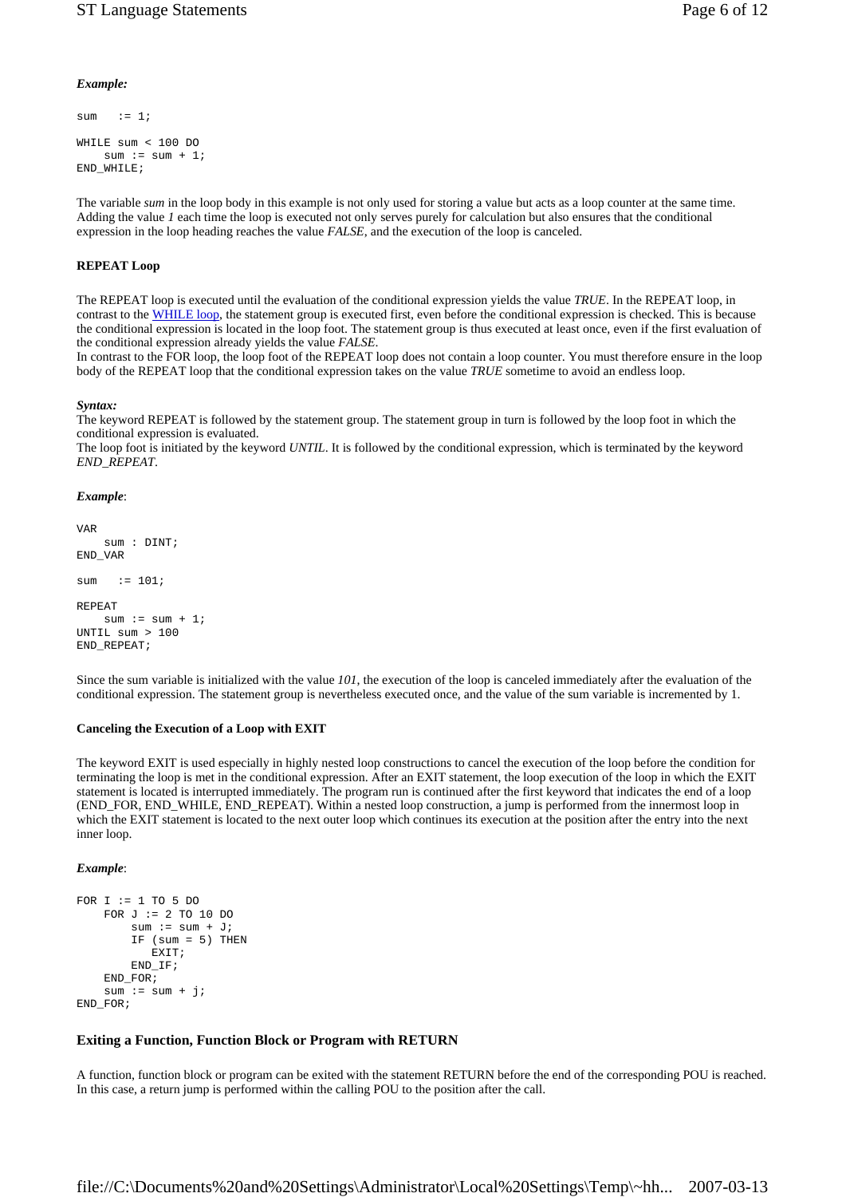***Example:***

```
sum   := 1;

WHILE sum < 100 DO
    sum := sum + 1;
END_WHILE;
```

The variable *sum* in the loop body in this example is not only used for storing a value but acts as a loop counter at the same time. Adding the value *1* each time the loop is executed not only serves purely for calculation but also ensures that the conditional expression in the loop heading reaches the value *FALSE*, and the execution of the loop is canceled.

**REPEAT Loop**

The REPEAT loop is executed until the evaluation of the conditional expression yields the value *TRUE*. In the REPEAT loop, in contrast to the WHILE loop, the statement group is executed first, even before the conditional expression is checked. This is because the conditional expression is located in the loop foot. The statement group is thus executed at least once, even if the first evaluation of the conditional expression already yields the value *FALSE*.
In contrast to the FOR loop, the loop foot of the REPEAT loop does not contain a loop counter. You must therefore ensure in the loop body of the REPEAT loop that the conditional expression takes on the value *TRUE* sometime to avoid an endless loop.

***Syntax:***
The keyword REPEAT is followed by the statement group. The statement group in turn is followed by the loop foot in which the conditional expression is evaluated.
The loop foot is initiated by the keyword *UNTIL*. It is followed by the conditional expression, which is terminated by the keyword *END_REPEAT*.

***Example***:

```
VAR
    sum : DINT;
END_VAR

sum   := 101;

REPEAT
    sum := sum + 1;
UNTIL sum > 100
END_REPEAT;
```

Since the sum variable is initialized with the value *101*, the execution of the loop is canceled immediately after the evaluation of the conditional expression. The statement group is nevertheless executed once, and the value of the sum variable is incremented by 1.

**Canceling the Execution of a Loop with EXIT**

The keyword EXIT is used especially in highly nested loop constructions to cancel the execution of the loop before the condition for terminating the loop is met in the conditional expression. After an EXIT statement, the loop execution of the loop in which the EXIT statement is located is interrupted immediately. The program run is continued after the first keyword that indicates the end of a loop (END_FOR, END_WHILE, END_REPEAT). Within a nested loop construction, a jump is performed from the innermost loop in which the EXIT statement is located to the next outer loop which continues its execution at the position after the entry into the next inner loop.

***Example***:

```
FOR I := 1 TO 5 DO
    FOR J := 2 TO 10 DO
        sum := sum + J;
        IF (sum = 5) THEN
           EXIT;
        END_IF;
    END_FOR;
    sum := sum + j;
END_FOR;
```

**Exiting a Function, Function Block or Program with RETURN**

A function, function block or program can be exited with the statement RETURN before the end of the corresponding POU is reached. In this case, a return jump is performed within the calling POU to the position after the call.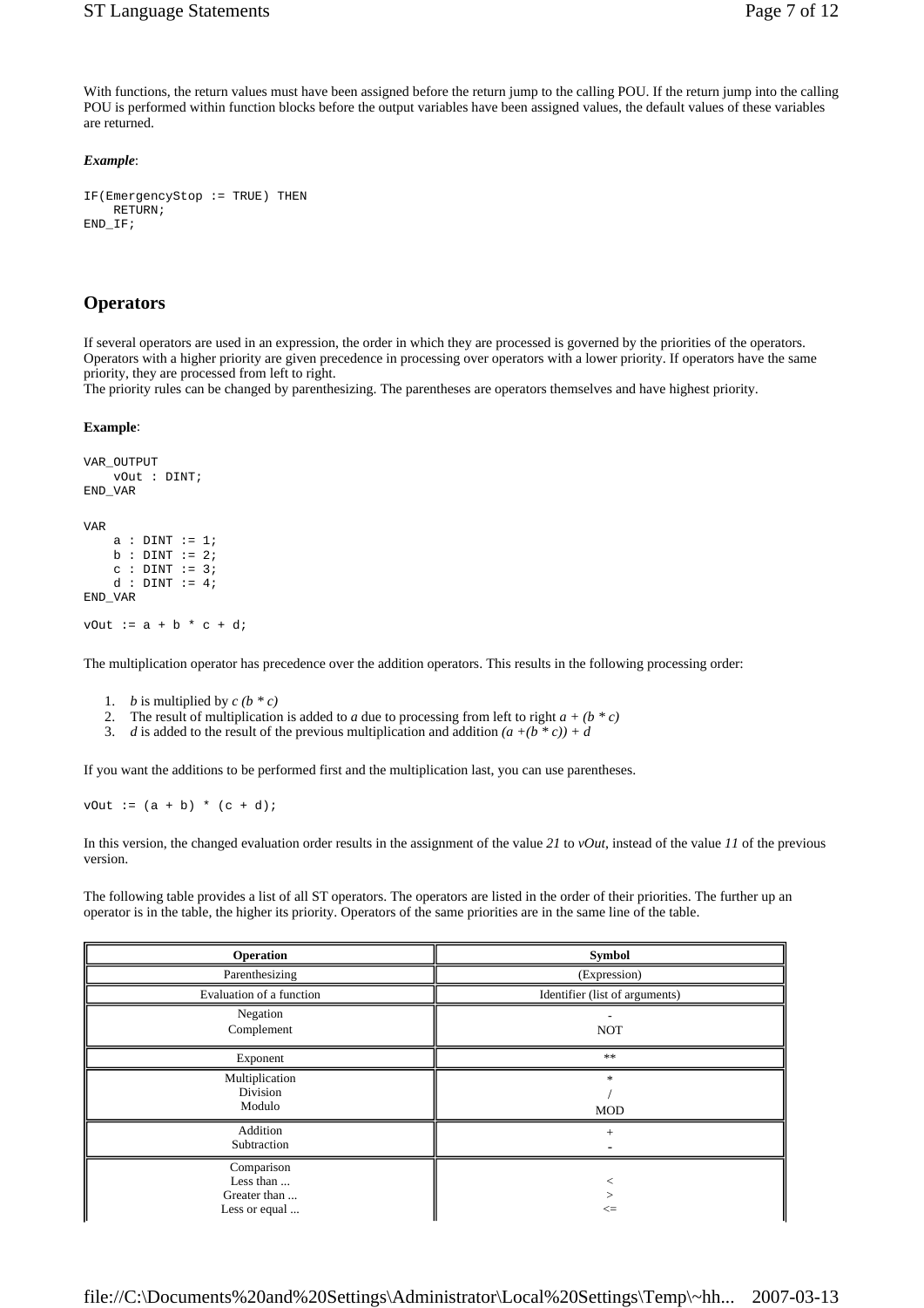With functions, the return values must have been assigned before the return jump to the calling POU. If the return jump into the calling POU is performed within function blocks before the output variables have been assigned values, the default values of these variables are returned.

***Example***:

```
IF(EmergencyStop := TRUE) THEN
    RETURN;
END_IF;
```

## Operators

If several operators are used in an expression, the order in which they are processed is governed by the priorities of the operators. Operators with a higher priority are given precedence in processing over operators with a lower priority. If operators have the same priority, they are processed from left to right.
The priority rules can be changed by parenthesizing. The parentheses are operators themselves and have highest priority.

**Example**:

```
VAR_OUTPUT
    vOut : DINT;
END_VAR

VAR
    a : DINT := 1;
    b : DINT := 2;
    c : DINT := 3;
    d : DINT := 4;
END_VAR

vOut := a + b * c + d;
```

The multiplication operator has precedence over the addition operators. This results in the following processing order:

1. *b* is multiplied by *c (b * c)*
2. The result of multiplication is added to *a* due to processing from left to right *a + (b * c)*
3. *d* is added to the result of the previous multiplication and addition *(a +(b * c)) + d*

If you want the additions to be performed first and the multiplication last, you can use parentheses.

```
vOut := (a + b) * (c + d);
```

In this version, the changed evaluation order results in the assignment of the value *21* to *vOut*, instead of the value *11* of the previous version.

The following table provides a list of all ST operators. The operators are listed in the order of their priorities. The further up an operator is in the table, the higher its priority. Operators of the same priorities are in the same line of the table.

| Operation | Symbol |
|---|---|
| Parenthesizing | (Expression) |
| Evaluation of a function | Identifier (list of arguments) |
| Negation<br>Complement | -<br>NOT |
| Exponent | ** |
| Multiplication<br>Division<br>Modulo | *<br>/<br>MOD |
| Addition<br>Subtraction | +<br>- |
| Comparison<br>Less than ...<br>Greater than ...<br>Less or equal ... | <br><<br>><br><= |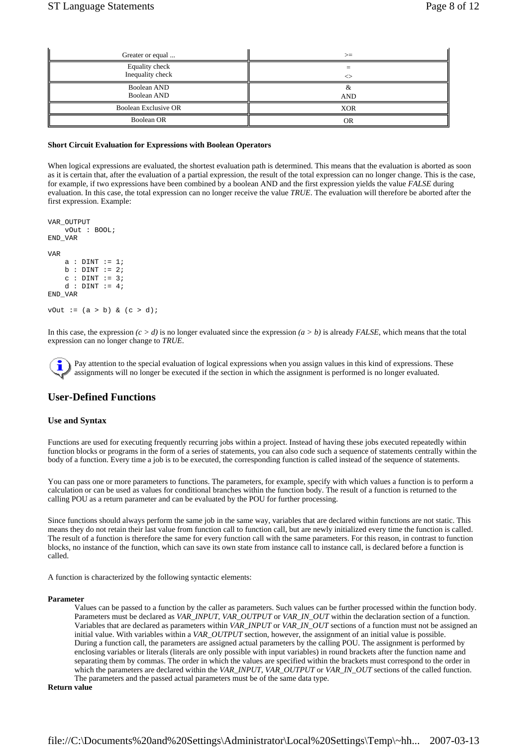| Greater or equal ... | >= |
|---|---|
| Equality check<br>Inequality check | =<br><> |
| Boolean AND<br>Boolean AND | &<br>AND |
| Boolean Exclusive OR | XOR |
| Boolean OR | OR |

**Short Circuit Evaluation for Expressions with Boolean Operators**

When logical expressions are evaluated, the shortest evaluation path is determined. This means that the evaluation is aborted as soon as it is certain that, after the evaluation of a partial expression, the result of the total expression can no longer change. This is the case, for example, if two expressions have been combined by a boolean AND and the first expression yields the value *FALSE* during evaluation. In this case, the total expression can no longer receive the value *TRUE*. The evaluation will therefore be aborted after the first expression. Example:

```
VAR_OUTPUT
    vOut : BOOL;
END_VAR

VAR
    a : DINT := 1;
    b : DINT := 2;
    c : DINT := 3;
    d : DINT := 4;
END_VAR

vOut := (a > b) & (c > d);
```

In this case, the expression *(c > d)* is no longer evaluated since the expression *(a > b)* is already *FALSE*, which means that the total expression can no longer change to *TRUE*.

Pay attention to the special evaluation of logical expressions when you assign values in this kind of expressions. These assignments will no longer be executed if the section in which the assignment is performed is no longer evaluated.

## User-Defined Functions

### Use and Syntax

Functions are used for executing frequently recurring jobs within a project. Instead of having these jobs executed repeatedly within function blocks or programs in the form of a series of statements, you can also code such a sequence of statements centrally within the body of a function. Every time a job is to be executed, the corresponding function is called instead of the sequence of statements.

You can pass one or more parameters to functions. The parameters, for example, specify with which values a function is to perform a calculation or can be used as values for conditional branches within the function body. The result of a function is returned to the calling POU as a return parameter and can be evaluated by the POU for further processing.

Since functions should always perform the same job in the same way, variables that are declared within functions are not static. This means they do not retain their last value from function call to function call, but are newly initialized every time the function is called. The result of a function is therefore the same for every function call with the same parameters. For this reason, in contrast to function blocks, no instance of the function, which can save its own state from instance call to instance call, is declared before a function is called.

A function is characterized by the following syntactic elements:

**Parameter**

Values can be passed to a function by the caller as parameters. Such values can be further processed within the function body. Parameters must be declared as *VAR_INPUT*, *VAR_OUTPUT* or *VAR_IN_OUT* within the declaration section of a function. Variables that are declared as parameters within *VAR_INPUT* or *VAR_IN_OUT* sections of a function must not be assigned an initial value. With variables within a *VAR_OUTPUT* section, however, the assignment of an initial value is possible. During a function call, the parameters are assigned actual parameters by the calling POU. The assignment is performed by enclosing variables or literals (literals are only possible with input variables) in round brackets after the function name and separating them by commas. The order in which the values are specified within the brackets must correspond to the order in which the parameters are declared within the *VAR_INPUT*, *VAR_OUTPUT* or *VAR_IN_OUT* sections of the called function. The parameters and the passed actual parameters must be of the same data type.

**Return value**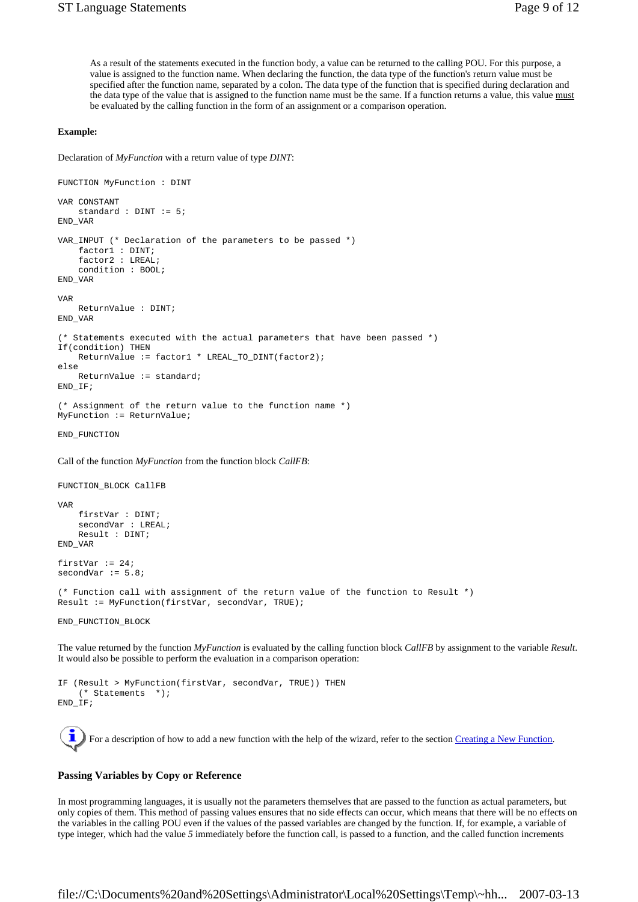As a result of the statements executed in the function body, a value can be returned to the calling POU. For this purpose, a value is assigned to the function name. When declaring the function, the data type of the function's return value must be specified after the function name, separated by a colon. The data type of the function that is specified during declaration and the data type of the value that is assigned to the function name must be the same. If a function returns a value, this value must be evaluated by the calling function in the form of an assignment or a comparison operation.

**Example:**

Declaration of *MyFunction* with a return value of type *DINT*:

```
FUNCTION MyFunction : DINT

VAR CONSTANT
    standard : DINT := 5;
END_VAR

VAR_INPUT (* Declaration of the parameters to be passed *)
    factor1 : DINT;
    factor2 : LREAL;
    condition : BOOL;
END_VAR

VAR
    ReturnValue : DINT;
END_VAR

(* Statements executed with the actual parameters that have been passed *)
If(condition) THEN
    ReturnValue := factor1 * LREAL_TO_DINT(factor2);
else
    ReturnValue := standard;
END_IF;

(* Assignment of the return value to the function name *)
MyFunction := ReturnValue;

END_FUNCTION
```

Call of the function *MyFunction* from the function block *CallFB*:

```
FUNCTION_BLOCK CallFB

VAR
    firstVar : DINT;
    secondVar : LREAL;
    Result : DINT;
END_VAR

firstVar := 24;
secondVar := 5.8;

(* Function call with assignment of the return value of the function to Result *)
Result := MyFunction(firstVar, secondVar, TRUE);

END_FUNCTION_BLOCK
```

The value returned by the function *MyFunction* is evaluated by the calling function block *CallFB* by assignment to the variable *Result*. It would also be possible to perform the evaluation in a comparison operation:

```
IF (Result > MyFunction(firstVar, secondVar, TRUE)) THEN
    (* Statements  *);
END_IF;
```

For a description of how to add a new function with the help of the wizard, refer to the section Creating a New Function.

### Passing Variables by Copy or Reference

In most programming languages, it is usually not the parameters themselves that are passed to the function as actual parameters, but only copies of them. This method of passing values ensures that no side effects can occur, which means that there will be no effects on the variables in the calling POU even if the values of the passed variables are changed by the function. If, for example, a variable of type integer, which had the value *5* immediately before the function call, is passed to a function, and the called function increments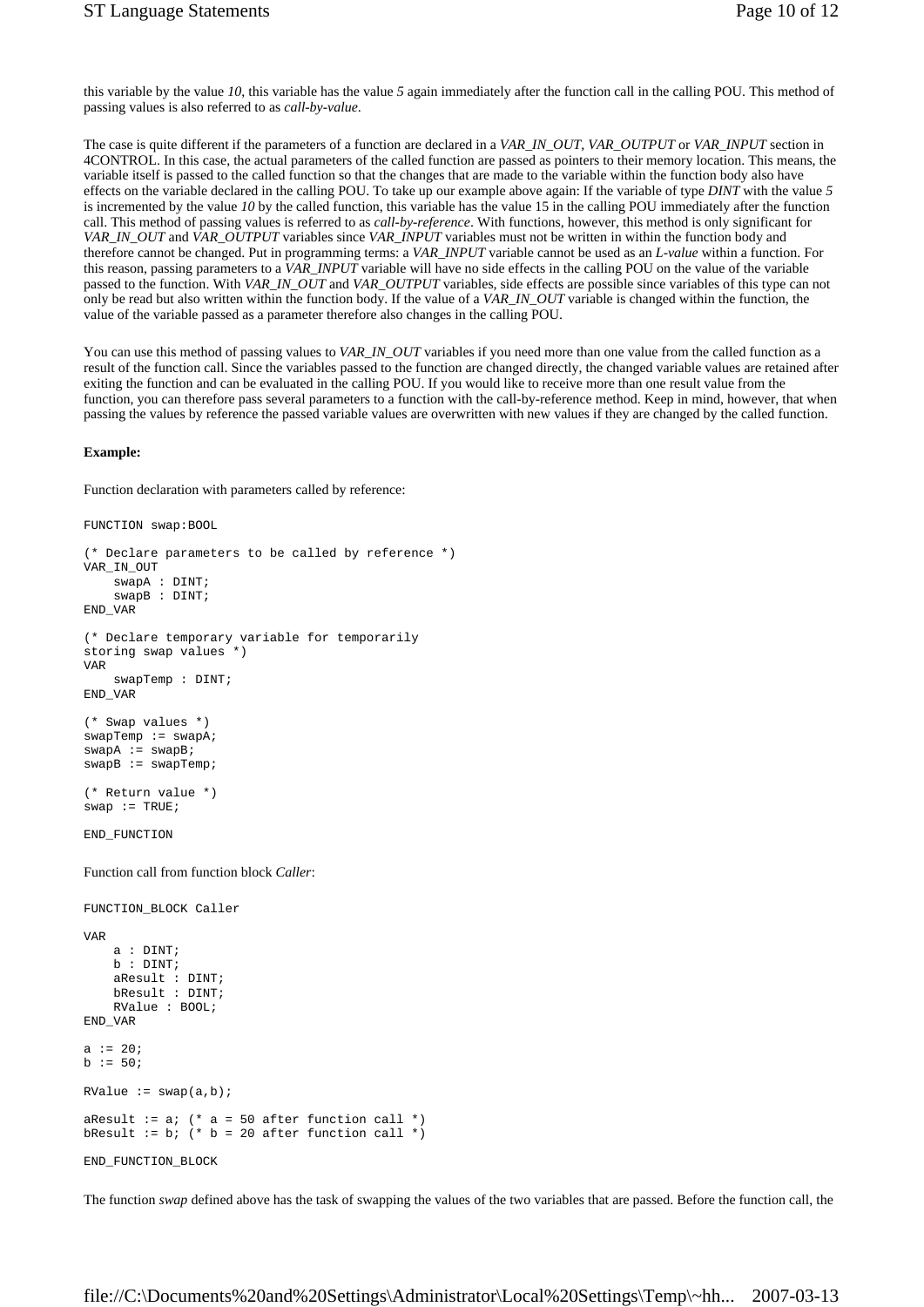this variable by the value *10*, this variable has the value *5* again immediately after the function call in the calling POU. This method of passing values is also referred to as *call-by-value*.

The case is quite different if the parameters of a function are declared in a *VAR_IN_OUT*, *VAR_OUTPUT* or *VAR_INPUT* section in 4CONTROL. In this case, the actual parameters of the called function are passed as pointers to their memory location. This means, the variable itself is passed to the called function so that the changes that are made to the variable within the function body also have effects on the variable declared in the calling POU. To take up our example above again: If the variable of type *DINT* with the value *5* is incremented by the value *10* by the called function, this variable has the value 15 in the calling POU immediately after the function call. This method of passing values is referred to as *call-by-reference*. With functions, however, this method is only significant for *VAR_IN_OUT* and *VAR_OUTPUT* variables since *VAR_INPUT* variables must not be written in within the function body and therefore cannot be changed. Put in programming terms: a *VAR_INPUT* variable cannot be used as an *L-value* within a function. For this reason, passing parameters to a *VAR_INPUT* variable will have no side effects in the calling POU on the value of the variable passed to the function. With *VAR_IN_OUT* and *VAR_OUTPUT* variables, side effects are possible since variables of this type can not only be read but also written within the function body. If the value of a *VAR_IN_OUT* variable is changed within the function, the value of the variable passed as a parameter therefore also changes in the calling POU.

You can use this method of passing values to *VAR_IN_OUT* variables if you need more than one value from the called function as a result of the function call. Since the variables passed to the function are changed directly, the changed variable values are retained after exiting the function and can be evaluated in the calling POU. If you would like to receive more than one result value from the function, you can therefore pass several parameters to a function with the call-by-reference method. Keep in mind, however, that when passing the values by reference the passed variable values are overwritten with new values if they are changed by the called function.

**Example:**

Function declaration with parameters called by reference:

```
FUNCTION swap:BOOL

(* Declare parameters to be called by reference *)
VAR_IN_OUT
    swapA : DINT;
    swapB : DINT;
END_VAR

(* Declare temporary variable for temporarily
storing swap values *)
VAR
    swapTemp : DINT;
END_VAR

(* Swap values *)
swapTemp := swapA;
swapA := swapB;
swapB := swapTemp;

(* Return value *)
swap := TRUE;

END_FUNCTION
```

Function call from function block *Caller*:

```
FUNCTION_BLOCK Caller

VAR
    a : DINT;
    b : DINT;
    aResult : DINT;
    bResult : DINT;
    RValue : BOOL;
END_VAR

a := 20;
b := 50;

RValue := swap(a,b);

aResult := a; (* a = 50 after function call *)
bResult := b; (* b = 20 after function call *)

END_FUNCTION_BLOCK
```

The function *swap* defined above has the task of swapping the values of the two variables that are passed. Before the function call, the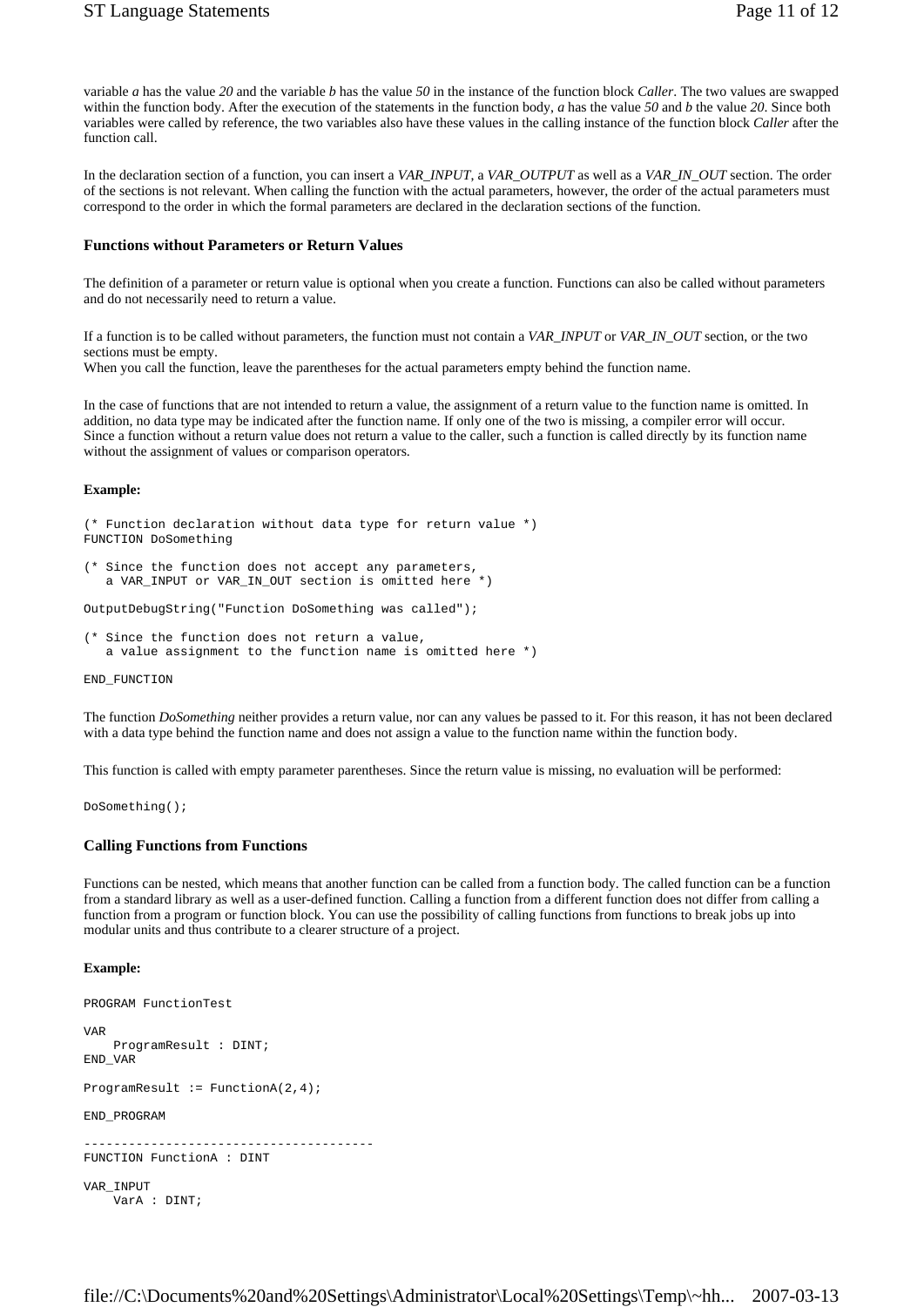variable *a* has the value *20* and the variable *b* has the value *50* in the instance of the function block *Caller*. The two values are swapped within the function body. After the execution of the statements in the function body, *a* has the value *50* and *b* the value *20*. Since both variables were called by reference, the two variables also have these values in the calling instance of the function block *Caller* after the function call.

In the declaration section of a function, you can insert a *VAR_INPUT*, a *VAR_OUTPUT* as well as a *VAR_IN_OUT* section. The order of the sections is not relevant. When calling the function with the actual parameters, however, the order of the actual parameters must correspond to the order in which the formal parameters are declared in the declaration sections of the function.

### Functions without Parameters or Return Values

The definition of a parameter or return value is optional when you create a function. Functions can also be called without parameters and do not necessarily need to return a value.

If a function is to be called without parameters, the function must not contain a *VAR_INPUT* or *VAR_IN_OUT* section, or the two sections must be empty.
When you call the function, leave the parentheses for the actual parameters empty behind the function name.

In the case of functions that are not intended to return a value, the assignment of a return value to the function name is omitted. In addition, no data type may be indicated after the function name. If only one of the two is missing, a compiler error will occur.
Since a function without a return value does not return a value to the caller, such a function is called directly by its function name without the assignment of values or comparison operators.

**Example:**

```
(* Function declaration without data type for return value *)
FUNCTION DoSomething

(* Since the function does not accept any parameters,
   a VAR_INPUT or VAR_IN_OUT section is omitted here *)

OutputDebugString("Function DoSomething was called");

(* Since the function does not return a value,
   a value assignment to the function name is omitted here *)

END_FUNCTION
```

The function *DoSomething* neither provides a return value, nor can any values be passed to it. For this reason, it has not been declared with a data type behind the function name and does not assign a value to the function name within the function body.

This function is called with empty parameter parentheses. Since the return value is missing, no evaluation will be performed:

```
DoSomething();
```

### Calling Functions from Functions

Functions can be nested, which means that another function can be called from a function body. The called function can be a function from a standard library as well as a user-defined function. Calling a function from a different function does not differ from calling a function from a program or function block. You can use the possibility of calling functions from functions to break jobs up into modular units and thus contribute to a clearer structure of a project.

**Example:**

```
PROGRAM FunctionTest

VAR
    ProgramResult : DINT;
END_VAR

ProgramResult := FunctionA(2,4);

END_PROGRAM

---------------------------------------
FUNCTION FunctionA : DINT

VAR_INPUT
    VarA : DINT;
```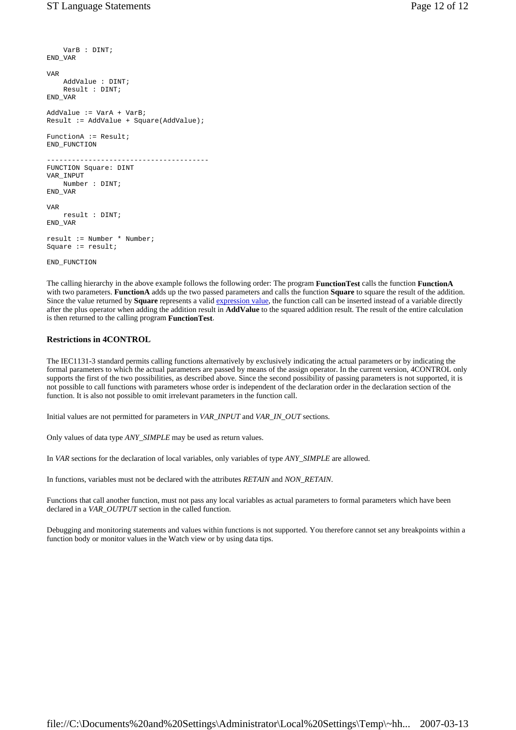```
    VarB : DINT;
END_VAR

VAR
    AddValue : DINT;
    Result : DINT;
END_VAR

AddValue := VarA + VarB;
Result := AddValue + Square(AddValue);

FunctionA := Result;
END_FUNCTION

---------------------------------------
FUNCTION Square: DINT
VAR_INPUT
    Number : DINT;
END_VAR

VAR
    result : DINT;
END_VAR

result := Number * Number;
Square := result;

END_FUNCTION
```

The calling hierarchy in the above example follows the following order: The program **FunctionTest** calls the function **FunctionA** with two parameters. **FunctionA** adds up the two passed parameters and calls the function **Square** to square the result of the addition. Since the value returned by **Square** represents a valid expression value, the function call can be inserted instead of a variable directly after the plus operator when adding the addition result in **AddValue** to the squared addition result. The result of the entire calculation is then returned to the calling program **FunctionTest**.

### Restrictions in 4CONTROL

The IEC1131-3 standard permits calling functions alternatively by exclusively indicating the actual parameters or by indicating the formal parameters to which the actual parameters are passed by means of the assign operator. In the current version, 4CONTROL only supports the first of the two possibilities, as described above. Since the second possibility of passing parameters is not supported, it is not possible to call functions with parameters whose order is independent of the declaration order in the declaration section of the function. It is also not possible to omit irrelevant parameters in the function call.

Initial values are not permitted for parameters in *VAR_INPUT* and *VAR_IN_OUT* sections.

Only values of data type *ANY_SIMPLE* may be used as return values.

In *VAR* sections for the declaration of local variables, only variables of type *ANY_SIMPLE* are allowed.

In functions, variables must not be declared with the attributes *RETAIN* and *NON_RETAIN*.

Functions that call another function, must not pass any local variables as actual parameters to formal parameters which have been declared in a *VAR_OUTPUT* section in the called function.

Debugging and monitoring statements and values within functions is not supported. You therefore cannot set any breakpoints within a function body or monitor values in the Watch view or by using data tips.